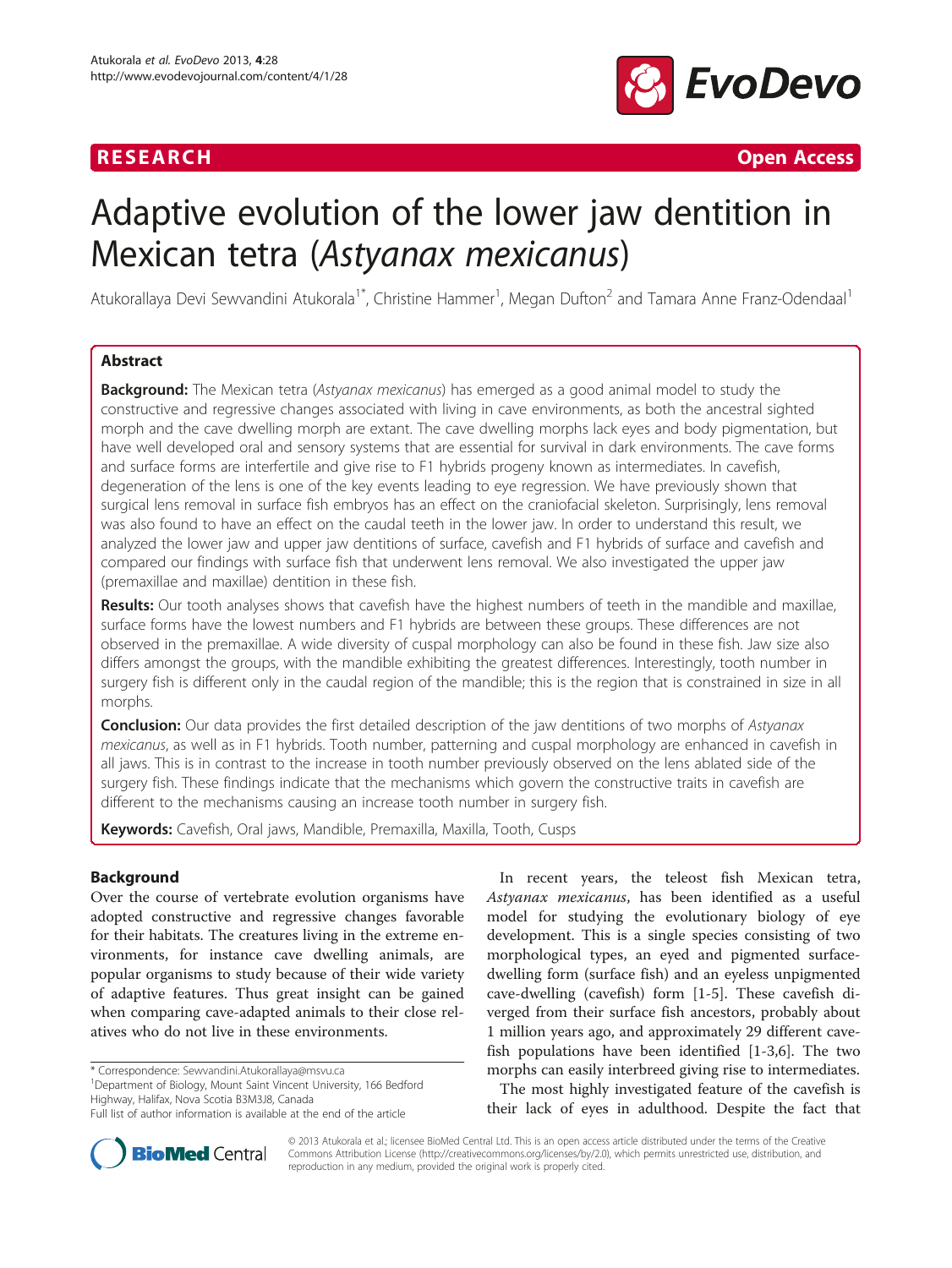RESEARCH Open Access

# Adaptive evolution of the lower jaw dentition in Mexican tetra (*Astyanax mexicanus*)

Atukorallaya Devi Sewvandini Atukorala[1*], Christine Hammer[1], Megan Dufton[2] and Tamara Anne Franz-Odendaal[1]

## Abstract

**Background:** The Mexican tetra (*Astyanax mexicanus*) has emerged as a good animal model to study the constructive and regressive changes associated with living in cave environments, as both the ancestral sighted morph and the cave dwelling morph are extant. The cave dwelling morphs lack eyes and body pigmentation, but have well developed oral and sensory systems that are essential for survival in dark environments. The cave forms and surface forms are interfertile and give rise to F1 hybrids progeny known as intermediates. In cavefish, degeneration of the lens is one of the key events leading to eye regression. We have previously shown that surgical lens removal in surface fish embryos has an effect on the craniofacial skeleton. Surprisingly, lens removal was also found to have an effect on the caudal teeth in the lower jaw. In order to understand this result, we analyzed the lower jaw and upper jaw dentitions of surface, cavefish and F1 hybrids of surface and cavefish and compared our findings with surface fish that underwent lens removal. We also investigated the upper jaw (premaxillae and maxillae) dentition in these fish.

**Results:** Our tooth analyses shows that cavefish have the highest numbers of teeth in the mandible and maxillae, surface forms have the lowest numbers and F1 hybrids are between these groups. These differences are not observed in the premaxillae. A wide diversity of cuspal morphology can also be found in these fish. Jaw size also differs amongst the groups, with the mandible exhibiting the greatest differences. Interestingly, tooth number in surgery fish is different only in the caudal region of the mandible; this is the region that is constrained in size in all morphs.

**Conclusion:** Our data provides the first detailed description of the jaw dentitions of two morphs of *Astyanax mexicanus*, as well as in F1 hybrids. Tooth number, patterning and cuspal morphology are enhanced in cavefish in all jaws. This is in contrast to the increase in tooth number previously observed on the lens ablated side of the surgery fish. These findings indicate that the mechanisms which govern the constructive traits in cavefish are different to the mechanisms causing an increase tooth number in surgery fish.

**Keywords:** Cavefish, Oral jaws, Mandible, Premaxilla, Maxilla, Tooth, Cusps

## Background

Over the course of vertebrate evolution organisms have adopted constructive and regressive changes favorable for their habitats. The creatures living in the extreme environments, for instance cave dwelling animals, are popular organisms to study because of their wide variety of adaptive features. Thus great insight can be gained when comparing cave-adapted animals to their close relatives who do not live in these environments.

In recent years, the teleost fish Mexican tetra, *Astyanax mexicanus*, has been identified as a useful model for studying the evolutionary biology of eye development. This is a single species consisting of two morphological types, an eyed and pigmented surface-dwelling form (surface fish) and an eyeless unpigmented cave-dwelling (cavefish) form [1-5]. These cavefish diverged from their surface fish ancestors, probably about 1 million years ago, and approximately 29 different cavefish populations have been identified [1-3,6]. The two morphs can easily interbreed giving rise to intermediates.

The most highly investigated feature of the cavefish is their lack of eyes in adulthood. Despite the fact that

\* Correspondence: Sewvandini.Atukorallaya@msvu.ca
[1]Department of Biology, Mount Saint Vincent University, 166 Bedford Highway, Halifax, Nova Scotia B3M3J8, Canada
Full list of author information is available at the end of the article

© 2013 Atukorala et al.; licensee BioMed Central Ltd. This is an open access article distributed under the terms of the Creative Commons Attribution License (http://creativecommons.org/licenses/by/2.0), which permits unrestricted use, distribution, and reproduction in any medium, provided the original work is properly cited.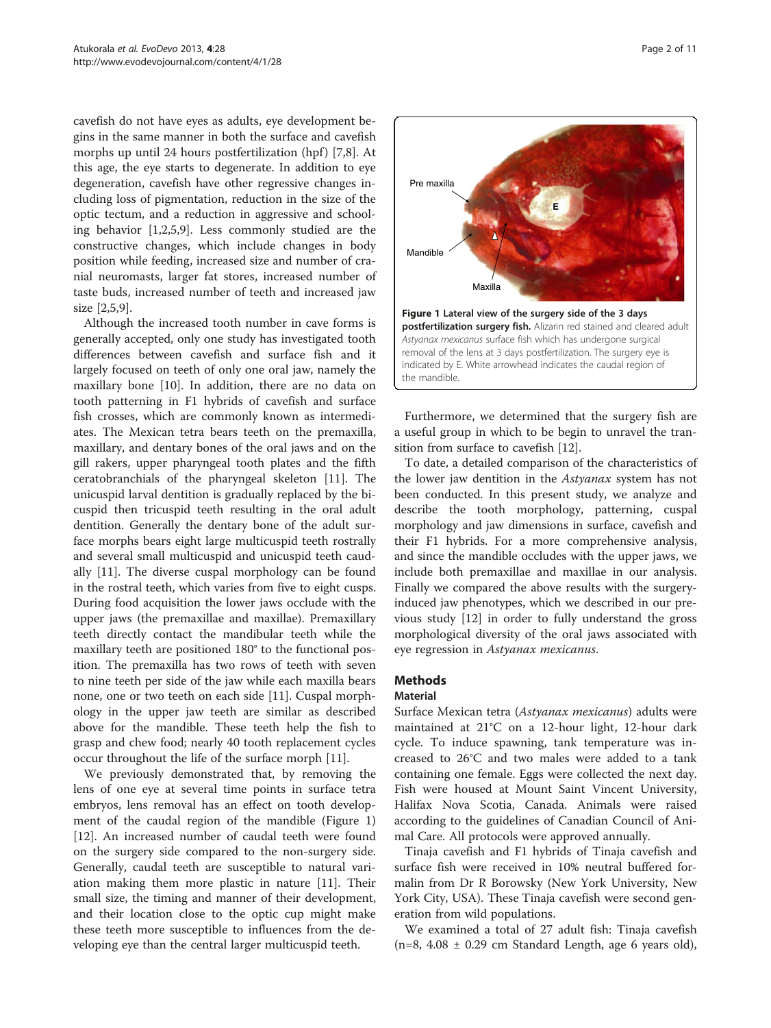cavefish do not have eyes as adults, eye development begins in the same manner in both the surface and cavefish morphs up until 24 hours postfertilization (hpf) [7,8]. At this age, the eye starts to degenerate. In addition to eye degeneration, cavefish have other regressive changes including loss of pigmentation, reduction in the size of the optic tectum, and a reduction in aggressive and schooling behavior [1,2,5,9]. Less commonly studied are the constructive changes, which include changes in body position while feeding, increased size and number of cranial neuromasts, larger fat stores, increased number of taste buds, increased number of teeth and increased jaw size [2,5,9].

Although the increased tooth number in cave forms is generally accepted, only one study has investigated tooth differences between cavefish and surface fish and it largely focused on teeth of only one oral jaw, namely the maxillary bone [10]. In addition, there are no data on tooth patterning in F1 hybrids of cavefish and surface fish crosses, which are commonly known as intermediates. The Mexican tetra bears teeth on the premaxilla, maxillary, and dentary bones of the oral jaws and on the gill rakers, upper pharyngeal tooth plates and the fifth ceratobranchials of the pharyngeal skeleton [11]. The unicuspid larval dentition is gradually replaced by the bicuspid then tricuspid teeth resulting in the oral adult dentition. Generally the dentary bone of the adult surface morphs bears eight large multicuspid teeth rostrally and several small multicuspid and unicuspid teeth caudally [11]. The diverse cuspal morphology can be found in the rostral teeth, which varies from five to eight cusps. During food acquisition the lower jaws occlude with the upper jaws (the premaxillae and maxillae). Premaxillary teeth directly contact the mandibular teeth while the maxillary teeth are positioned 180° to the functional position. The premaxilla has two rows of teeth with seven to nine teeth per side of the jaw while each maxilla bears none, one or two teeth on each side [11]. Cuspal morphology in the upper jaw teeth are similar as described above for the mandible. These teeth help the fish to grasp and chew food; nearly 40 tooth replacement cycles occur throughout the life of the surface morph [11].

We previously demonstrated that, by removing the lens of one eye at several time points in surface tetra embryos, lens removal has an effect on tooth development of the caudal region of the mandible (Figure 1) [12]. An increased number of caudal teeth were found on the surgery side compared to the non-surgery side. Generally, caudal teeth are susceptible to natural variation making them more plastic in nature [11]. Their small size, the timing and manner of their development, and their location close to the optic cup might make these teeth more susceptible to influences from the developing eye than the central larger multicuspid teeth.

**Figure 1 Lateral view of the surgery side of the 3 days postfertilization surgery fish.** Alizarin red stained and cleared adult *Astyanax mexicanus* surface fish which has undergone surgical removal of the lens at 3 days postfertilization. The surgery eye is indicated by E. White arrowhead indicates the caudal region of the mandible.

Furthermore, we determined that the surgery fish are a useful group in which to be begin to unravel the transition from surface to cavefish [12].

To date, a detailed comparison of the characteristics of the lower jaw dentition in the *Astyanax* system has not been conducted. In this present study, we analyze and describe the tooth morphology, patterning, cuspal morphology and jaw dimensions in surface, cavefish and their F1 hybrids. For a more comprehensive analysis, and since the mandible occludes with the upper jaws, we include both premaxillae and maxillae in our analysis. Finally we compared the above results with the surgery-induced jaw phenotypes, which we described in our previous study [12] in order to fully understand the gross morphological diversity of the oral jaws associated with eye regression in *Astyanax mexicanus*.

## Methods

### Material

Surface Mexican tetra (*Astyanax mexicanus*) adults were maintained at 21°C on a 12-hour light, 12-hour dark cycle. To induce spawning, tank temperature was increased to 26°C and two males were added to a tank containing one female. Eggs were collected the next day. Fish were housed at Mount Saint Vincent University, Halifax Nova Scotia, Canada. Animals were raised according to the guidelines of Canadian Council of Animal Care. All protocols were approved annually.

Tinaja cavefish and F1 hybrids of Tinaja cavefish and surface fish were received in 10% neutral buffered formalin from Dr R Borowsky (New York University, New York City, USA). These Tinaja cavefish were second generation from wild populations.

We examined a total of 27 adult fish: Tinaja cavefish (n=8, 4.08 ± 0.29 cm Standard Length, age 6 years old),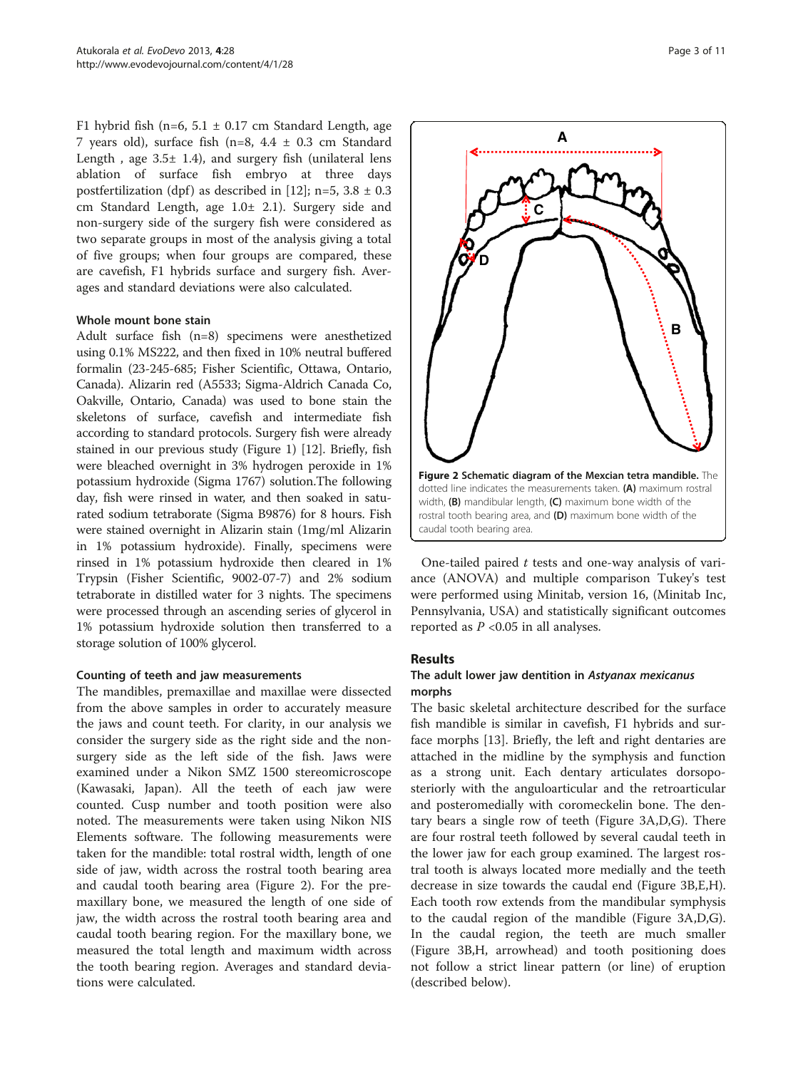F1 hybrid fish (n=6, 5.1 ± 0.17 cm Standard Length, age 7 years old), surface fish (n=8, 4.4 ± 0.3 cm Standard Length , age 3.5± 1.4), and surgery fish (unilateral lens ablation of surface fish embryo at three days postfertilization (dpf) as described in [12]; n=5, 3.8 ± 0.3 cm Standard Length, age 1.0± 2.1). Surgery side and non-surgery side of the surgery fish were considered as two separate groups in most of the analysis giving a total of five groups; when four groups are compared, these are cavefish, F1 hybrids surface and surgery fish. Averages and standard deviations were also calculated.

#### Whole mount bone stain

Adult surface fish (n=8) specimens were anesthetized using 0.1% MS222, and then fixed in 10% neutral buffered formalin (23-245-685; Fisher Scientific, Ottawa, Ontario, Canada). Alizarin red (A5533; Sigma-Aldrich Canada Co, Oakville, Ontario, Canada) was used to bone stain the skeletons of surface, cavefish and intermediate fish according to standard protocols. Surgery fish were already stained in our previous study (Figure 1) [12]. Briefly, fish were bleached overnight in 3% hydrogen peroxide in 1% potassium hydroxide (Sigma 1767) solution.The following day, fish were rinsed in water, and then soaked in saturated sodium tetraborate (Sigma B9876) for 8 hours. Fish were stained overnight in Alizarin stain (1mg/ml Alizarin in 1% potassium hydroxide). Finally, specimens were rinsed in 1% potassium hydroxide then cleared in 1% Trypsin (Fisher Scientific, 9002-07-7) and 2% sodium tetraborate in distilled water for 3 nights. The specimens were processed through an ascending series of glycerol in 1% potassium hydroxide solution then transferred to a storage solution of 100% glycerol.

#### Counting of teeth and jaw measurements

The mandibles, premaxillae and maxillae were dissected from the above samples in order to accurately measure the jaws and count teeth. For clarity, in our analysis we consider the surgery side as the right side and the non-surgery side as the left side of the fish. Jaws were examined under a Nikon SMZ 1500 stereomicroscope (Kawasaki, Japan). All the teeth of each jaw were counted. Cusp number and tooth position were also noted. The measurements were taken using Nikon NIS Elements software. The following measurements were taken for the mandible: total rostral width, length of one side of jaw, width across the rostral tooth bearing area and caudal tooth bearing area (Figure 2). For the premaxillary bone, we measured the length of one side of jaw, the width across the rostral tooth bearing area and caudal tooth bearing region. For the maxillary bone, we measured the total length and maximum width across the tooth bearing region. Averages and standard deviations were calculated.

**Figure 2 Schematic diagram of the Mexcian tetra mandible.** The dotted line indicates the measurements taken. **(A)** maximum rostral width, **(B)** mandibular length, **(C)** maximum bone width of the rostral tooth bearing area, and **(D)** maximum bone width of the caudal tooth bearing area.

One-tailed paired *t* tests and one-way analysis of variance (ANOVA) and multiple comparison Tukey's test were performed using Minitab, version 16, (Minitab Inc, Pennsylvania, USA) and statistically significant outcomes reported as $P < 0.05$ in all analyses.

## Results

### The adult lower jaw dentition in *Astyanax mexicanus* morphs

The basic skeletal architecture described for the surface fish mandible is similar in cavefish, F1 hybrids and surface morphs [13]. Briefly, the left and right dentaries are attached in the midline by the symphysis and function as a strong unit. Each dentary articulates dorsoposteriorly with the anguloarticular and the retroarticular and posteromedially with coromeckelin bone. The dentary bears a single row of teeth (Figure 3A,D,G). There are four rostral teeth followed by several caudal teeth in the lower jaw for each group examined. The largest rostral tooth is always located more medially and the teeth decrease in size towards the caudal end (Figure 3B,E,H). Each tooth row extends from the mandibular symphysis to the caudal region of the mandible (Figure 3A,D,G). In the caudal region, the teeth are much smaller (Figure 3B,H, arrowhead) and tooth positioning does not follow a strict linear pattern (or line) of eruption (described below).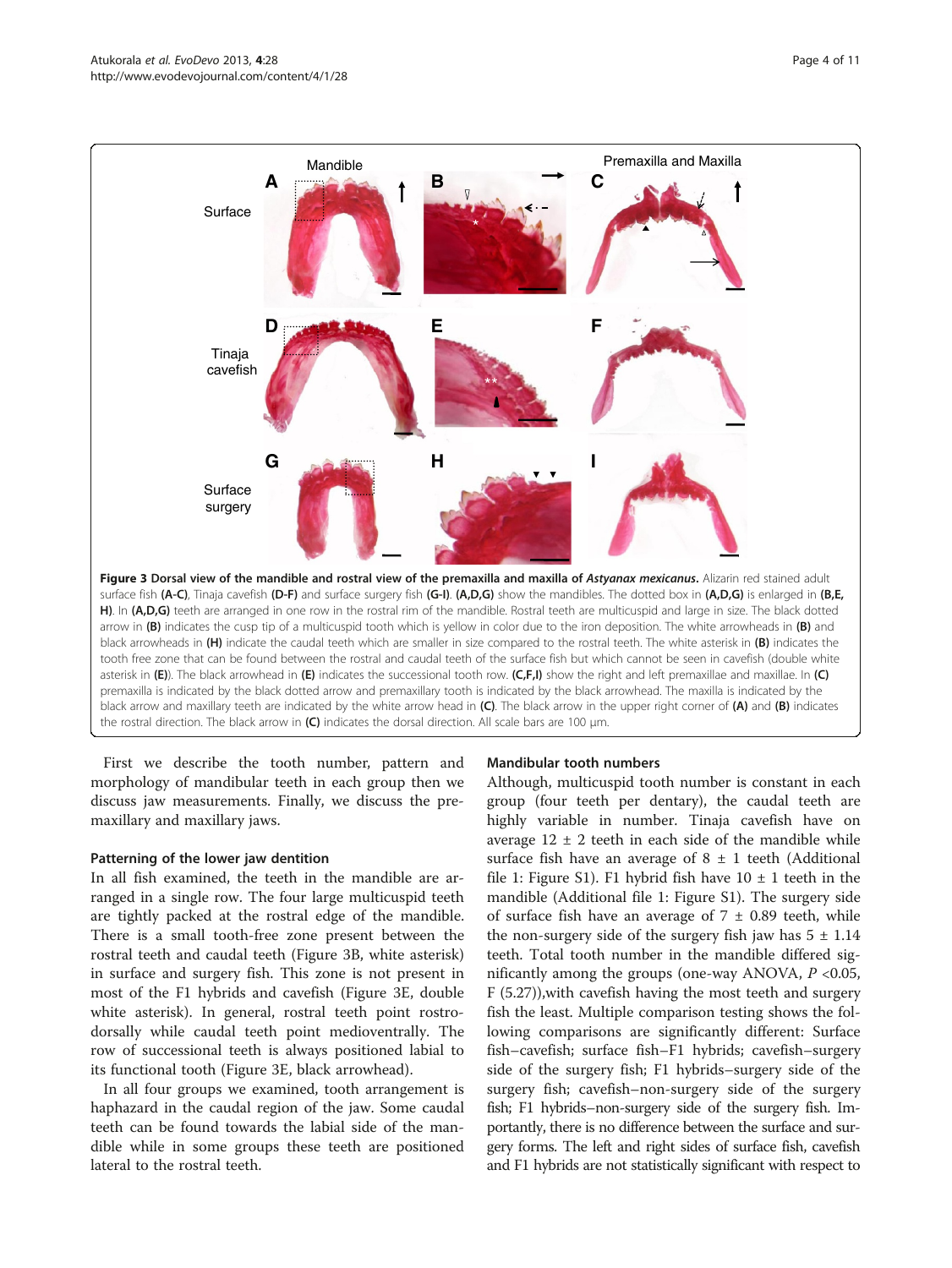**Figure 3 Dorsal view of the mandible and rostral view of the premaxilla and maxilla of *Astyanax mexicanus*.** Alizarin red stained adult surface fish **(A-C)**, Tinaja cavefish **(D-F)** and surface surgery fish **(G-I)**. **(A,D,G)** show the mandibles. The dotted box in **(A,D,G)** is enlarged in **(B,E,H)**. In **(A,D,G)** teeth are arranged in one row in the rostral rim of the mandible. Rostral teeth are multicuspid and large in size. The black dotted arrow in **(B)** indicates the cusp tip of a multicuspid tooth which is yellow in color due to the iron deposition. The white arrowheads in **(B)** and black arrowheads in **(H)** indicate the caudal teeth which are smaller in size compared to the rostral teeth. The white asterisk in **(B)** indicates the tooth free zone that can be found between the rostral and caudal teeth of the surface fish but which cannot be seen in cavefish (double white asterisk in **(E)**). The black arrowhead in **(E)** indicates the successional tooth row. **(C,F,I)** show the right and left premaxillae and maxillae. In **(C)** premaxilla is indicated by the black dotted arrow and premaxillary tooth is indicated by the black arrowhead. The maxilla is indicated by the black arrow and maxillary teeth are indicated by the white arrow head in **(C)**. The black arrow in the upper right corner of **(A)** and **(B)** indicates the rostral direction. The black arrow in **(C)** indicates the dorsal direction. All scale bars are 100 μm.

First we describe the tooth number, pattern and morphology of mandibular teeth in each group then we discuss jaw measurements. Finally, we discuss the premaxillary and maxillary jaws.

### Patterning of the lower jaw dentition

In all fish examined, the teeth in the mandible are arranged in a single row. The four large multicuspid teeth are tightly packed at the rostral edge of the mandible. There is a small tooth-free zone present between the rostral teeth and caudal teeth (Figure 3B, white asterisk) in surface and surgery fish. This zone is not present in most of the F1 hybrids and cavefish (Figure 3E, double white asterisk). In general, rostral teeth point rostrodorsally while caudal teeth point medioventrally. The row of successional teeth is always positioned labial to its functional tooth (Figure 3E, black arrowhead).

In all four groups we examined, tooth arrangement is haphazard in the caudal region of the jaw. Some caudal teeth can be found towards the labial side of the mandible while in some groups these teeth are positioned lateral to the rostral teeth.

### Mandibular tooth numbers

Although, multicuspid tooth number is constant in each group (four teeth per dentary), the caudal teeth are highly variable in number. Tinaja cavefish have on average 12 ± 2 teeth in each side of the mandible while surface fish have an average of 8 ± 1 teeth (Additional file 1: Figure S1). F1 hybrid fish have 10 ± 1 teeth in the mandible (Additional file 1: Figure S1). The surgery side of surface fish have an average of 7 ± 0.89 teeth, while the non-surgery side of the surgery fish jaw has 5 ± 1.14 teeth. Total tooth number in the mandible differed significantly among the groups (one-way ANOVA, $P < 0.05$, $F$ (5.27)),with cavefish having the most teeth and surgery fish the least. Multiple comparison testing shows the following comparisons are significantly different: Surface fish–cavefish; surface fish–F1 hybrids; cavefish–surgery side of the surgery fish; F1 hybrids–surgery side of the surgery fish; cavefish–non-surgery side of the surgery fish; F1 hybrids–non-surgery side of the surgery fish. Importantly, there is no difference between the surface and surgery forms. The left and right sides of surface fish, cavefish and F1 hybrids are not statistically significant with respect to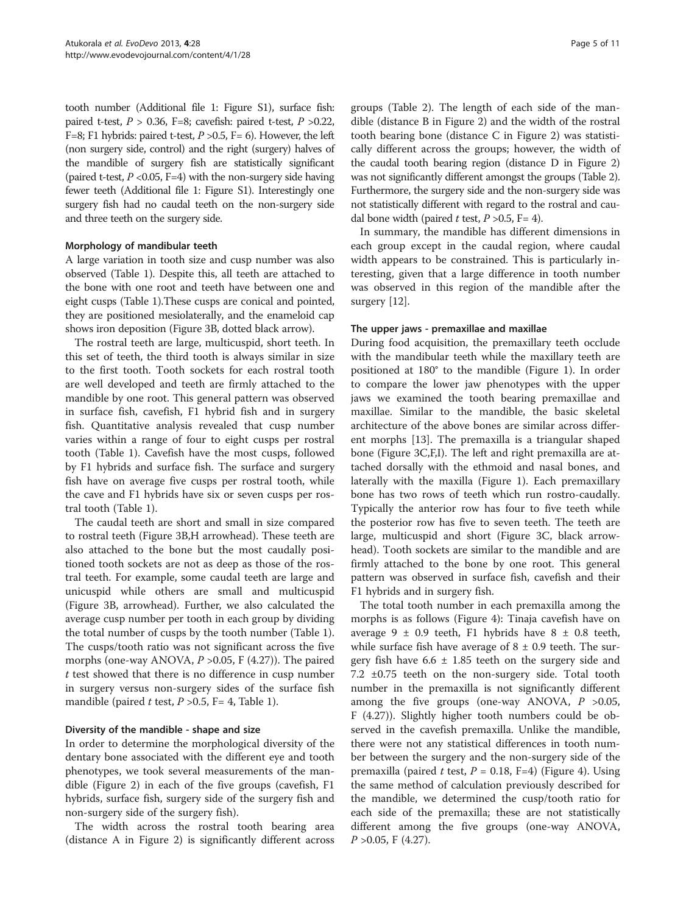tooth number (Additional file 1: Figure S1), surface fish: paired t-test, $P > 0.36$, F=8; cavefish: paired t-test, $P > 0.22$, F=8; F1 hybrids: paired t-test, $P > 0.5$, F= 6). However, the left (non surgery side, control) and the right (surgery) halves of the mandible of surgery fish are statistically significant (paired t-test, $P < 0.05$, F=4) with the non-surgery side having fewer teeth (Additional file 1: Figure S1). Interestingly one surgery fish had no caudal teeth on the non-surgery side and three teeth on the surgery side.

### Morphology of mandibular teeth

A large variation in tooth size and cusp number was also observed (Table 1). Despite this, all teeth are attached to the bone with one root and teeth have between one and eight cusps (Table 1).These cusps are conical and pointed, they are positioned mesiolaterally, and the enameloid cap shows iron deposition (Figure 3B, dotted black arrow).

The rostral teeth are large, multicuspid, short teeth. In this set of teeth, the third tooth is always similar in size to the first tooth. Tooth sockets for each rostral tooth are well developed and teeth are firmly attached to the mandible by one root. This general pattern was observed in surface fish, cavefish, F1 hybrid fish and in surgery fish. Quantitative analysis revealed that cusp number varies within a range of four to eight cusps per rostral tooth (Table 1). Cavefish have the most cusps, followed by F1 hybrids and surface fish. The surface and surgery fish have on average five cusps per rostral tooth, while the cave and F1 hybrids have six or seven cusps per rostral tooth (Table 1).

The caudal teeth are short and small in size compared to rostral teeth (Figure 3B,H arrowhead). These teeth are also attached to the bone but the most caudally positioned tooth sockets are not as deep as those of the rostral teeth. For example, some caudal teeth are large and unicuspid while others are small and multicuspid (Figure 3B, arrowhead). Further, we also calculated the average cusp number per tooth in each group by dividing the total number of cusps by the tooth number (Table 1). The cusps/tooth ratio was not significant across the five morphs (one-way ANOVA, $P > 0.05$, F (4.27)). The paired *t* test showed that there is no difference in cusp number in surgery versus non-surgery sides of the surface fish mandible (paired *t* test, $P > 0.5$, F= 4, Table 1).

### Diversity of the mandible - shape and size

In order to determine the morphological diversity of the dentary bone associated with the different eye and tooth phenotypes, we took several measurements of the mandible (Figure 2) in each of the five groups (cavefish, F1 hybrids, surface fish, surgery side of the surgery fish and non-surgery side of the surgery fish).

The width across the rostral tooth bearing area (distance A in Figure 2) is significantly different across groups (Table 2). The length of each side of the mandible (distance B in Figure 2) and the width of the rostral tooth bearing bone (distance C in Figure 2) was statistically different across the groups; however, the width of the caudal tooth bearing region (distance D in Figure 2) was not significantly different amongst the groups (Table 2). Furthermore, the surgery side and the non-surgery side was not statistically different with regard to the rostral and caudal bone width (paired *t* test, $P > 0.5$, F= 4).

In summary, the mandible has different dimensions in each group except in the caudal region, where caudal width appears to be constrained. This is particularly interesting, given that a large difference in tooth number was observed in this region of the mandible after the surgery [12].

### The upper jaws - premaxillae and maxillae

During food acquisition, the premaxillary teeth occlude with the mandibular teeth while the maxillary teeth are positioned at 180° to the mandible (Figure 1). In order to compare the lower jaw phenotypes with the upper jaws we examined the tooth bearing premaxillae and maxillae. Similar to the mandible, the basic skeletal architecture of the above bones are similar across different morphs [13]. The premaxilla is a triangular shaped bone (Figure 3C,F,I). The left and right premaxilla are attached dorsally with the ethmoid and nasal bones, and laterally with the maxilla (Figure 1). Each premaxillary bone has two rows of teeth which run rostro-caudally. Typically the anterior row has four to five teeth while the posterior row has five to seven teeth. The teeth are large, multicuspid and short (Figure 3C, black arrowhead). Tooth sockets are similar to the mandible and are firmly attached to the bone by one root. This general pattern was observed in surface fish, cavefish and their F1 hybrids and in surgery fish.

The total tooth number in each premaxilla among the morphs is as follows (Figure 4): Tinaja cavefish have on average $9 \pm 0.9$ teeth, F1 hybrids have $8 \pm 0.8$ teeth, while surface fish have average of $8 \pm 0.9$ teeth. The surgery fish have $6.6 \pm 1.85$ teeth on the surgery side and $7.2 \pm 0.75$ teeth on the non-surgery side. Total tooth number in the premaxilla is not significantly different among the five groups (one-way ANOVA, $P > 0.05$, F (4.27)). Slightly higher tooth numbers could be observed in the cavefish premaxilla. Unlike the mandible, there were not any statistical differences in tooth number between the surgery and the non-surgery side of the premaxilla (paired *t* test, $P = 0.18$, F=4) (Figure 4). Using the same method of calculation previously described for the mandible, we determined the cusp/tooth ratio for each side of the premaxilla; these are not statistically different among the five groups (one-way ANOVA, $P > 0.05$, F (4.27).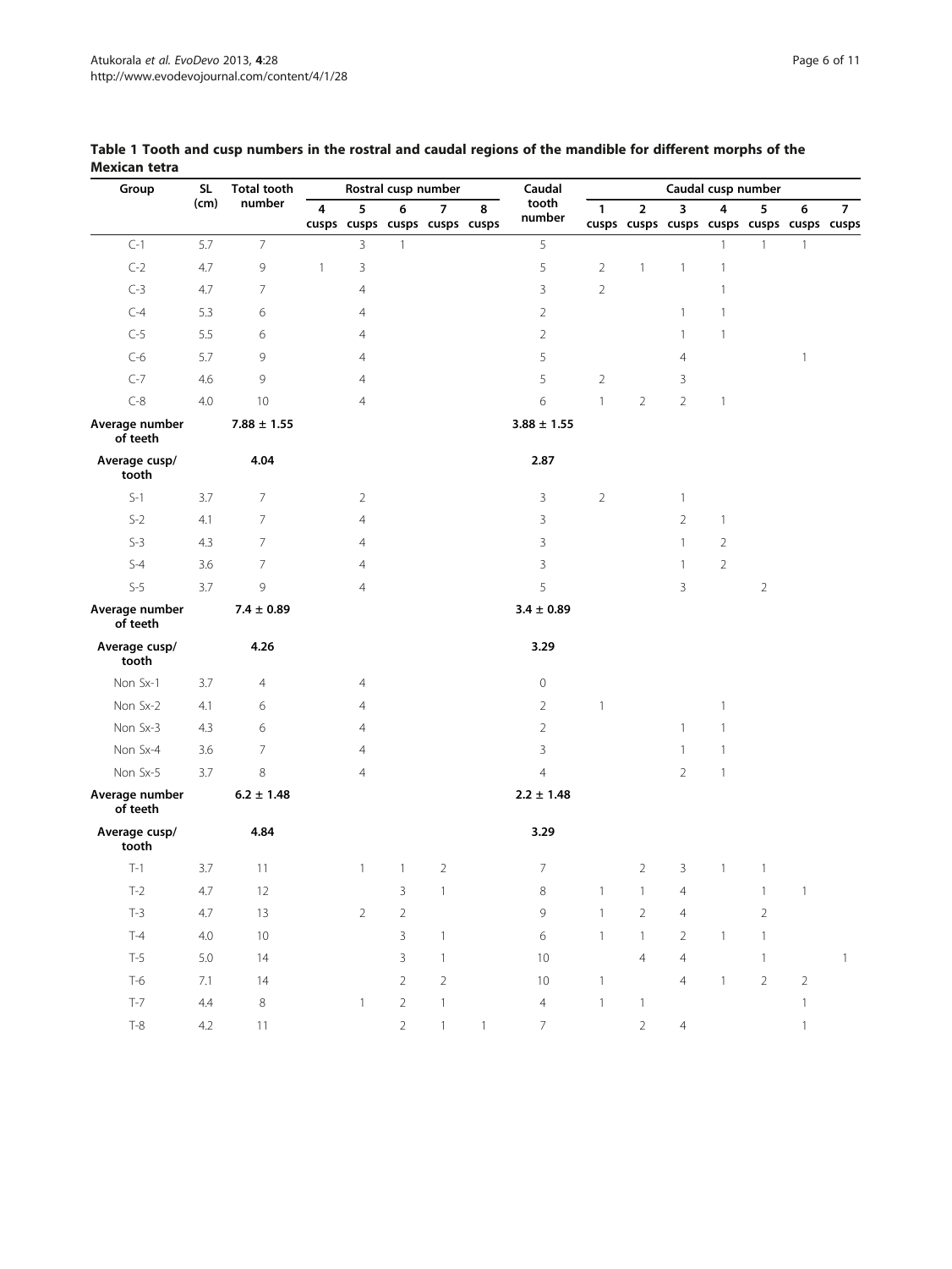**Table 1 Tooth and cusp numbers in the rostral and caudal regions of the mandible for different morphs of the Mexican tetra**

| Group | SL (cm) | Total tooth number | Rostral cusp number | | | | | Caudal tooth number | Caudal cusp number | | | | | | |
|---|---|---|---|---|---|---|---|---|---|---|---|---|---|---|---|
| | | | 4 cusps | 5 cusps | 6 cusps | 7 cusps | 8 cusps | | 1 cusps | 2 cusps | 3 cusps | 4 cusps | 5 cusps | 6 cusps | 7 cusps |
| C-1 | 5.7 | 7 | | 3 | 1 | | | 5 | | | | 1 | 1 | 1 | |
| C-2 | 4.7 | 9 | 1 | 3 | | | | 5 | 2 | 1 | 1 | 1 | | | |
| C-3 | 4.7 | 7 | | 4 | | | | 3 | 2 | | | 1 | | | |
| C-4 | 5.3 | 6 | | 4 | | | | 2 | | | 1 | 1 | | | |
| C-5 | 5.5 | 6 | | 4 | | | | 2 | | | 1 | 1 | | | |
| C-6 | 5.7 | 9 | | 4 | | | | 5 | | | 4 | | | 1 | |
| C-7 | 4.6 | 9 | | 4 | | | | 5 | 2 | | 3 | | | | |
| C-8 | 4.0 | 10 | | 4 | | | | 6 | 1 | 2 | 2 | 1 | | | |
| **Average number of teeth** | | **7.88 ± 1.55** | | | | | | **3.88 ± 1.55** | | | | | | | |
| **Average cusp/ tooth** | | **4.04** | | | | | | **2.87** | | | | | | | |
| S-1 | 3.7 | 7 | | 2 | | | | 3 | 2 | | 1 | | | | |
| S-2 | 4.1 | 7 | | 4 | | | | 3 | | | 2 | 1 | | | |
| S-3 | 4.3 | 7 | | 4 | | | | 3 | | | 1 | 2 | | | |
| S-4 | 3.6 | 7 | | 4 | | | | 3 | | | 1 | 2 | | | |
| S-5 | 3.7 | 9 | | 4 | | | | 5 | | | 3 | | 2 | | |
| **Average number of teeth** | | **7.4 ± 0.89** | | | | | | **3.4 ± 0.89** | | | | | | | |
| **Average cusp/ tooth** | | **4.26** | | | | | | **3.29** | | | | | | | |
| Non Sx-1 | 3.7 | 4 | | 4 | | | | 0 | | | | | | | |
| Non Sx-2 | 4.1 | 6 | | 4 | | | | 2 | 1 | | | 1 | | | |
| Non Sx-3 | 4.3 | 6 | | 4 | | | | 2 | | | 1 | 1 | | | |
| Non Sx-4 | 3.6 | 7 | | 4 | | | | 3 | | | 1 | 1 | | | |
| Non Sx-5 | 3.7 | 8 | | 4 | | | | 4 | | | 2 | 1 | | | |
| **Average number of teeth** | | **6.2 ± 1.48** | | | | | | **2.2 ± 1.48** | | | | | | | |
| **Average cusp/ tooth** | | **4.84** | | | | | | **3.29** | | | | | | | |
| T-1 | 3.7 | 11 | | 1 | 1 | 2 | | 7 | | 2 | 3 | 1 | 1 | | |
| T-2 | 4.7 | 12 | | | 3 | 1 | | 8 | 1 | 1 | 4 | | 1 | 1 | |
| T-3 | 4.7 | 13 | | 2 | 2 | | | 9 | 1 | 2 | 4 | | 2 | | |
| T-4 | 4.0 | 10 | | | 3 | 1 | | 6 | 1 | 1 | 2 | 1 | 1 | | |
| T-5 | 5.0 | 14 | | | 3 | 1 | | 10 | | 4 | 4 | | 1 | | 1 |
| T-6 | 7.1 | 14 | | | 2 | 2 | | 10 | 1 | | 4 | 1 | 2 | 2 | |
| T-7 | 4.4 | 8 | | 1 | 2 | 1 | | 4 | 1 | 1 | | | | 1 | |
| T-8 | 4.2 | 11 | | | 2 | 1 | 1 | 7 | | 2 | 4 | | | 1 | |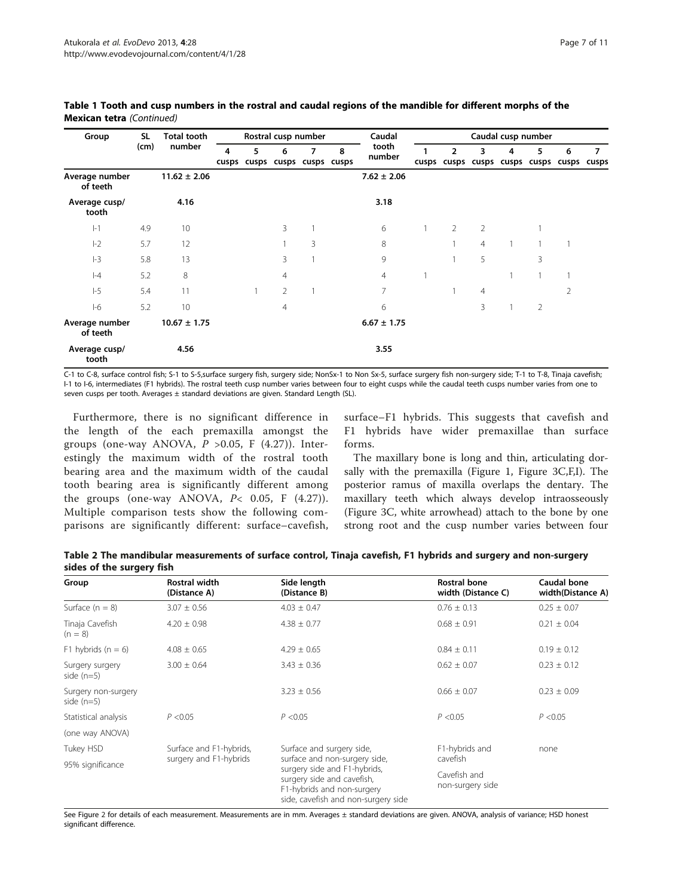**Table 1 Tooth and cusp numbers in the rostral and caudal regions of the mandible for different morphs of the Mexican tetra** *(Continued)*

| Group | SL (cm) | Total tooth number | Rostral cusp number | | | | | Caudal tooth number | Caudal cusp number | | | | | | |
|---|---|---|---|---|---|---|---|---|---|---|---|---|---|---|---|
| | | | 4 cusps | 5 cusps | 6 cusps | 7 cusps | 8 cusps | | 1 cusps | 2 cusps | 3 cusps | 4 cusps | 5 cusps | 6 cusps | 7 cusps |
| **Average number of teeth** | | **11.62 ± 2.06** | | | | | | **7.62 ± 2.06** | | | | | | | |
| **Average cusp/ tooth** | | **4.16** | | | | | | **3.18** | | | | | | | |
| I-1 | 4.9 | 10 | | | 3 | 1 | | 6 | 1 | 2 | 2 | | 1 | | |
| I-2 | 5.7 | 12 | | | 1 | 3 | | 8 | | 1 | 4 | 1 | 1 | 1 | |
| I-3 | 5.8 | 13 | | | 3 | 1 | | 9 | | 1 | 5 | | 3 | | |
| I-4 | 5.2 | 8 | | | 4 | | | 4 | 1 | | | 1 | 1 | 1 | |
| I-5 | 5.4 | 11 | | 1 | 2 | 1 | | 7 | | 1 | 4 | | | 2 | |
| I-6 | 5.2 | 10 | | | 4 | | | 6 | | | 3 | 1 | 2 | | |
| **Average number of teeth** | | **10.67 ± 1.75** | | | | | | **6.67 ± 1.75** | | | | | | | |
| **Average cusp/ tooth** | | **4.56** | | | | | | **3.55** | | | | | | | |

C-1 to C-8, surface control fish; S-1 to S-5,surface surgery fish, surgery side; NonSx-1 to Non Sx-5, surface surgery fish non-surgery side; T-1 to T-8, Tinaja cavefish; I-1 to I-6, intermediates (F1 hybrids). The rostral teeth cusp number varies between four to eight cusps while the caudal teeth cusps number varies from one to seven cusps per tooth. Averages ± standard deviations are given. Standard Length (SL).

Furthermore, there is no significant difference in the length of the each premaxilla amongst the groups (one-way ANOVA, *P* >0.05, F (4.27)). Interestingly the maximum width of the rostral tooth bearing area and the maximum width of the caudal tooth bearing area is significantly different among the groups (one-way ANOVA, *P*< 0.05, F (4.27)). Multiple comparison tests show the following comparisons are significantly different: surface–cavefish, surface–F1 hybrids. This suggests that cavefish and F1 hybrids have wider premaxillae than surface forms.

The maxillary bone is long and thin, articulating dorsally with the premaxilla (Figure 1, Figure 3C,F,I). The posterior ramus of maxilla overlaps the dentary. The maxillary teeth which always develop intraosseously (Figure 3C, white arrowhead) attach to the bone by one strong root and the cusp number varies between four

**Table 2 The mandibular measurements of surface control, Tinaja cavefish, F1 hybrids and surgery and non-surgery sides of the surgery fish**

| Group | Rostral width (Distance A) | Side length (Distance B) | Rostral bone width (Distance C) | Caudal bone width(Distance A) |
|---|---|---|---|---|
| Surface (n = 8) | 3.07 ± 0.56 | 4.03 ± 0.47 | 0.76 ± 0.13 | 0.25 ± 0.07 |
| Tinaja Cavefish (n = 8) | 4.20 ± 0.98 | 4.38 ± 0.77 | 0.68 ± 0.91 | 0.21 ± 0.04 |
| F1 hybrids (n = 6) | 4.08 ± 0.65 | 4.29 ± 0.65 | 0.84 ± 0.11 | 0.19 ± 0.12 |
| Surgery surgery side (n=5) | 3.00 ± 0.64 | 3.43 ± 0.36 | 0.62 ± 0.07 | 0.23 ± 0.12 |
| Surgery non-surgery side (n=5) | | 3.23 ± 0.56 | 0.66 ± 0.07 | 0.23 ± 0.09 |
| Statistical analysis (one way ANOVA) | *P* <0.05 | *P* <0.05 | *P* <0.05 | *P* <0.05 |
| Tukey HSD 95% significance | Surface and F1-hybrids, surgery and F1-hybrids | Surface and surgery side, surface and non-surgery side, surgery side and F1-hybrids, surgery side and cavefish, F1-hybrids and non-surgery side, cavefish and non-surgery side | F1-hybrids and cavefish; Cavefish and non-surgery side | none |

See Figure 2 for details of each measurement. Measurements are in mm. Averages ± standard deviations are given. ANOVA, analysis of variance; HSD honest significant difference.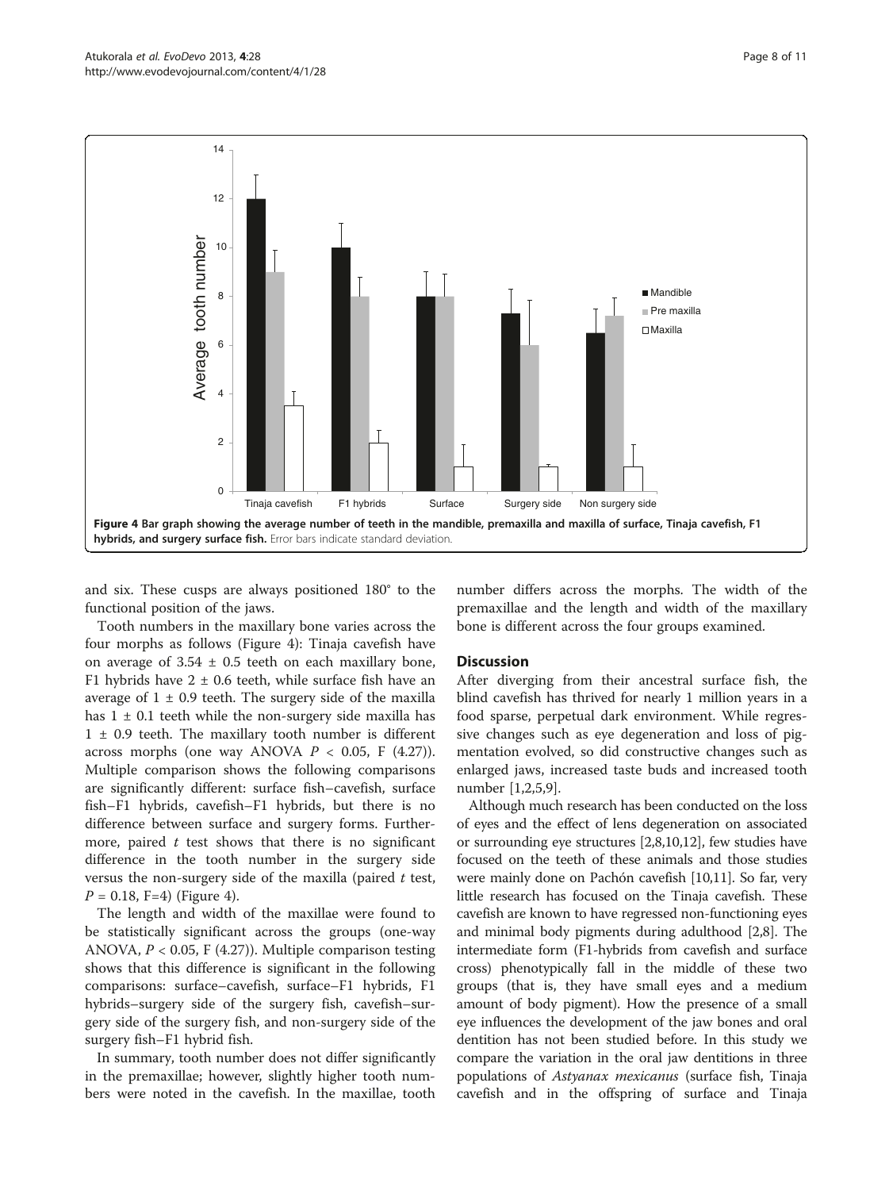**Figure 4 Bar graph showing the average number of teeth in the mandible, premaxilla and maxilla of surface, Tinaja cavefish, F1 hybrids, and surgery surface fish.** Error bars indicate standard deviation.

and six. These cusps are always positioned 180° to the functional position of the jaws.

Tooth numbers in the maxillary bone varies across the four morphs as follows (Figure 4): Tinaja cavefish have on average of 3.54 ± 0.5 teeth on each maxillary bone, F1 hybrids have 2 ± 0.6 teeth, while surface fish have an average of 1 ± 0.9 teeth. The surgery side of the maxilla has 1 ± 0.1 teeth while the non-surgery side maxilla has 1 ± 0.9 teeth. The maxillary tooth number is different across morphs (one way ANOVA $P < 0.05$, F (4.27)). Multiple comparison shows the following comparisons are significantly different: surface fish–cavefish, surface fish–F1 hybrids, cavefish–F1 hybrids, but there is no difference between surface and surgery forms. Furthermore, paired *t* test shows that there is no significant difference in the tooth number in the surgery side versus the non-surgery side of the maxilla (paired *t* test, $P = 0.18$, F=4) (Figure 4).

The length and width of the maxillae were found to be statistically significant across the groups (one-way ANOVA, $P < 0.05$, F (4.27)). Multiple comparison testing shows that this difference is significant in the following comparisons: surface–cavefish, surface–F1 hybrids, F1 hybrids–surgery side of the surgery fish, cavefish–surgery side of the surgery fish, and non-surgery side of the surgery fish–F1 hybrid fish.

In summary, tooth number does not differ significantly in the premaxillae; however, slightly higher tooth numbers were noted in the cavefish. In the maxillae, tooth number differs across the morphs. The width of the premaxillae and the length and width of the maxillary bone is different across the four groups examined.

## Discussion

After diverging from their ancestral surface fish, the blind cavefish has thrived for nearly 1 million years in a food sparse, perpetual dark environment. While regressive changes such as eye degeneration and loss of pigmentation evolved, so did constructive changes such as enlarged jaws, increased taste buds and increased tooth number [1,2,5,9].

Although much research has been conducted on the loss of eyes and the effect of lens degeneration on associated or surrounding eye structures [2,8,10,12], few studies have focused on the teeth of these animals and those studies were mainly done on Pachón cavefish [10,11]. So far, very little research has focused on the Tinaja cavefish. These cavefish are known to have regressed non-functioning eyes and minimal body pigments during adulthood [2,8]. The intermediate form (F1-hybrids from cavefish and surface cross) phenotypically fall in the middle of these two groups (that is, they have small eyes and a medium amount of body pigment). How the presence of a small eye influences the development of the jaw bones and oral dentition has not been studied before. In this study we compare the variation in the oral jaw dentitions in three populations of *Astyanax mexicanus* (surface fish, Tinaja cavefish and in the offspring of surface and Tinaja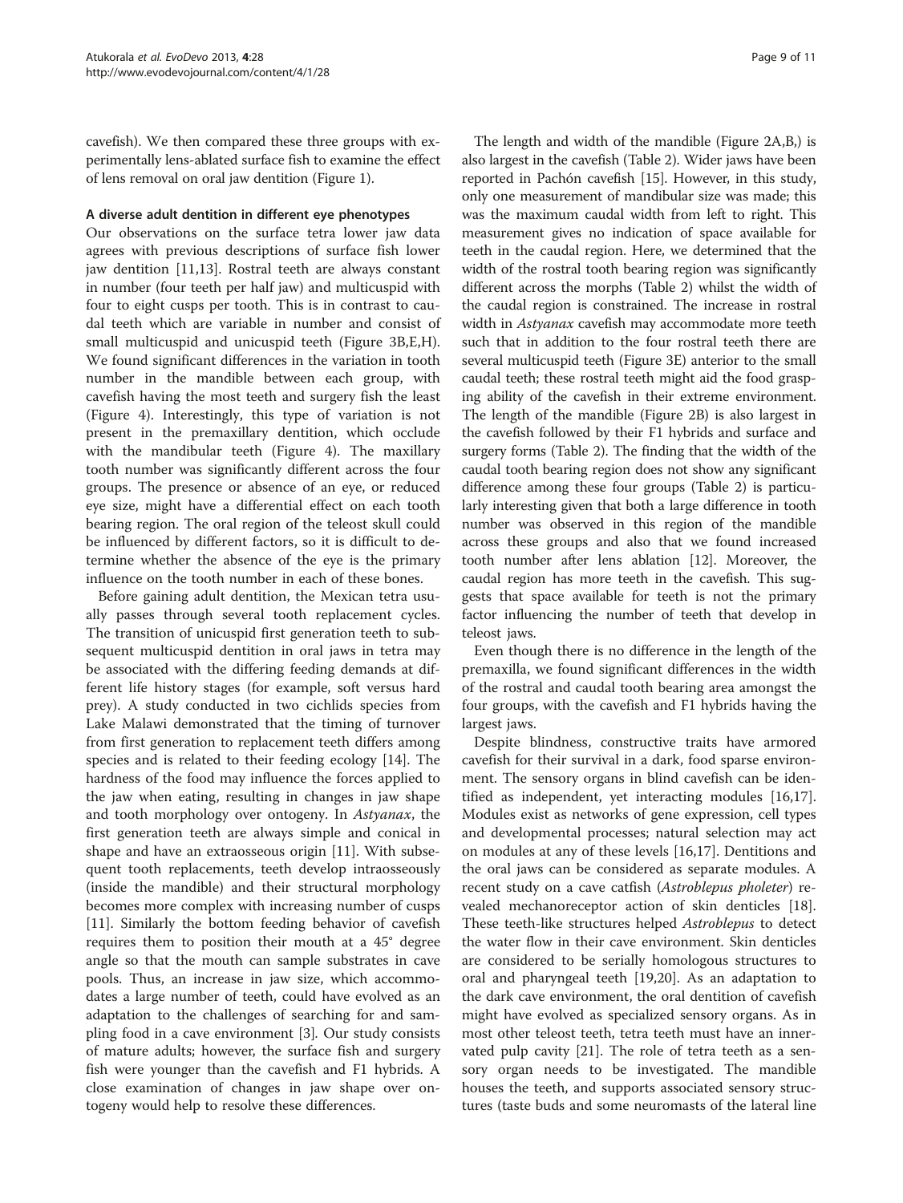cavefish). We then compared these three groups with experimentally lens-ablated surface fish to examine the effect of lens removal on oral jaw dentition (Figure 1).

### A diverse adult dentition in different eye phenotypes

Our observations on the surface tetra lower jaw data agrees with previous descriptions of surface fish lower jaw dentition [11,13]. Rostral teeth are always constant in number (four teeth per half jaw) and multicuspid with four to eight cusps per tooth. This is in contrast to caudal teeth which are variable in number and consist of small multicuspid and unicuspid teeth (Figure 3B,E,H). We found significant differences in the variation in tooth number in the mandible between each group, with cavefish having the most teeth and surgery fish the least (Figure 4). Interestingly, this type of variation is not present in the premaxillary dentition, which occlude with the mandibular teeth (Figure 4). The maxillary tooth number was significantly different across the four groups. The presence or absence of an eye, or reduced eye size, might have a differential effect on each tooth bearing region. The oral region of the teleost skull could be influenced by different factors, so it is difficult to determine whether the absence of the eye is the primary influence on the tooth number in each of these bones.

Before gaining adult dentition, the Mexican tetra usually passes through several tooth replacement cycles. The transition of unicuspid first generation teeth to subsequent multicuspid dentition in oral jaws in tetra may be associated with the differing feeding demands at different life history stages (for example, soft versus hard prey). A study conducted in two cichlids species from Lake Malawi demonstrated that the timing of turnover from first generation to replacement teeth differs among species and is related to their feeding ecology [14]. The hardness of the food may influence the forces applied to the jaw when eating, resulting in changes in jaw shape and tooth morphology over ontogeny. In *Astyanax*, the first generation teeth are always simple and conical in shape and have an extraosseous origin [11]. With subsequent tooth replacements, teeth develop intraosseously (inside the mandible) and their structural morphology becomes more complex with increasing number of cusps [11]. Similarly the bottom feeding behavior of cavefish requires them to position their mouth at a 45° degree angle so that the mouth can sample substrates in cave pools. Thus, an increase in jaw size, which accommodates a large number of teeth, could have evolved as an adaptation to the challenges of searching for and sampling food in a cave environment [3]. Our study consists of mature adults; however, the surface fish and surgery fish were younger than the cavefish and F1 hybrids. A close examination of changes in jaw shape over ontogeny would help to resolve these differences.

The length and width of the mandible (Figure 2A,B,) is also largest in the cavefish (Table 2). Wider jaws have been reported in Pachón cavefish [15]. However, in this study, only one measurement of mandibular size was made; this was the maximum caudal width from left to right. This measurement gives no indication of space available for teeth in the caudal region. Here, we determined that the width of the rostral tooth bearing region was significantly different across the morphs (Table 2) whilst the width of the caudal region is constrained. The increase in rostral width in *Astyanax* cavefish may accommodate more teeth such that in addition to the four rostral teeth there are several multicuspid teeth (Figure 3E) anterior to the small caudal teeth; these rostral teeth might aid the food grasping ability of the cavefish in their extreme environment. The length of the mandible (Figure 2B) is also largest in the cavefish followed by their F1 hybrids and surface and surgery forms (Table 2). The finding that the width of the caudal tooth bearing region does not show any significant difference among these four groups (Table 2) is particularly interesting given that both a large difference in tooth number was observed in this region of the mandible across these groups and also that we found increased tooth number after lens ablation [12]. Moreover, the caudal region has more teeth in the cavefish. This suggests that space available for teeth is not the primary factor influencing the number of teeth that develop in teleost jaws.

Even though there is no difference in the length of the premaxilla, we found significant differences in the width of the rostral and caudal tooth bearing area amongst the four groups, with the cavefish and F1 hybrids having the largest jaws.

Despite blindness, constructive traits have armored cavefish for their survival in a dark, food sparse environment. The sensory organs in blind cavefish can be identified as independent, yet interacting modules [16,17]. Modules exist as networks of gene expression, cell types and developmental processes; natural selection may act on modules at any of these levels [16,17]. Dentitions and the oral jaws can be considered as separate modules. A recent study on a cave catfish (*Astroblepus pholeter*) revealed mechanoreceptor action of skin denticles [18]. These teeth-like structures helped *Astroblepus* to detect the water flow in their cave environment. Skin denticles are considered to be serially homologous structures to oral and pharyngeal teeth [19,20]. As an adaptation to the dark cave environment, the oral dentition of cavefish might have evolved as specialized sensory organs. As in most other teleost teeth, tetra teeth must have an innervated pulp cavity [21]. The role of tetra teeth as a sensory organ needs to be investigated. The mandible houses the teeth, and supports associated sensory structures (taste buds and some neuromasts of the lateral line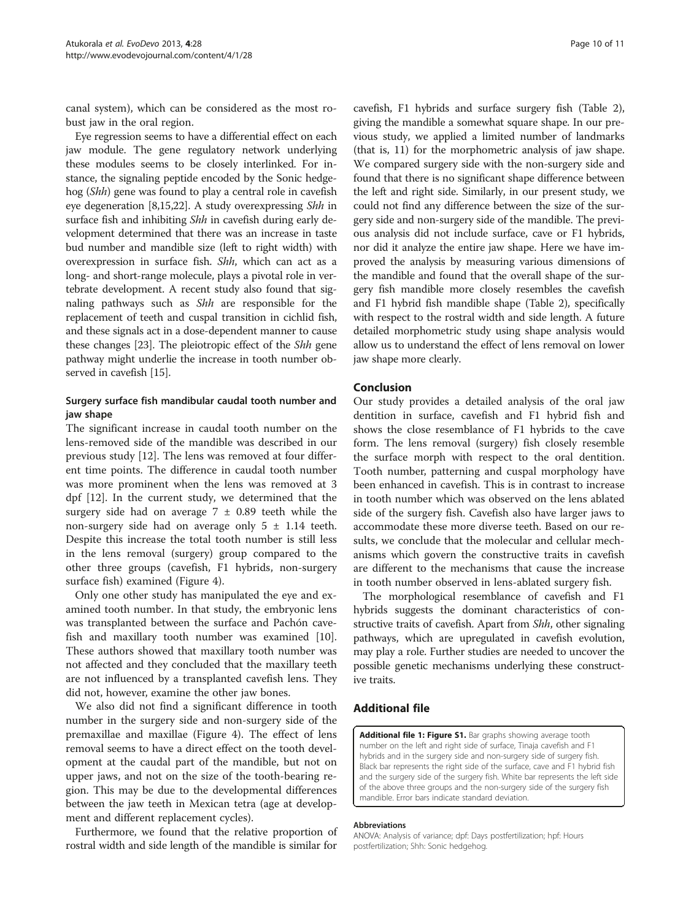canal system), which can be considered as the most robust jaw in the oral region.

Eye regression seems to have a differential effect on each jaw module. The gene regulatory network underlying these modules seems to be closely interlinked. For instance, the signaling peptide encoded by the Sonic hedgehog (*Shh*) gene was found to play a central role in cavefish eye degeneration [8,15,22]. A study overexpressing *Shh* in surface fish and inhibiting *Shh* in cavefish during early development determined that there was an increase in taste bud number and mandible size (left to right width) with overexpression in surface fish. *Shh*, which can act as a long- and short-range molecule, plays a pivotal role in vertebrate development. A recent study also found that signaling pathways such as *Shh* are responsible for the replacement of teeth and cuspal transition in cichlid fish, and these signals act in a dose-dependent manner to cause these changes [23]. The pleiotropic effect of the *Shh* gene pathway might underlie the increase in tooth number observed in cavefish [15].

### Surgery surface fish mandibular caudal tooth number and jaw shape

The significant increase in caudal tooth number on the lens-removed side of the mandible was described in our previous study [12]. The lens was removed at four different time points. The difference in caudal tooth number was more prominent when the lens was removed at 3 dpf [12]. In the current study, we determined that the surgery side had on average $7 \pm 0.89$ teeth while the non-surgery side had on average only $5 \pm 1.14$ teeth. Despite this increase the total tooth number is still less in the lens removal (surgery) group compared to the other three groups (cavefish, F1 hybrids, non-surgery surface fish) examined (Figure 4).

Only one other study has manipulated the eye and examined tooth number. In that study, the embryonic lens was transplanted between the surface and Pachón cavefish and maxillary tooth number was examined [10]. These authors showed that maxillary tooth number was not affected and they concluded that the maxillary teeth are not influenced by a transplanted cavefish lens. They did not, however, examine the other jaw bones.

We also did not find a significant difference in tooth number in the surgery side and non-surgery side of the premaxillae and maxillae (Figure 4). The effect of lens removal seems to have a direct effect on the tooth development at the caudal part of the mandible, but not on upper jaws, and not on the size of the tooth-bearing region. This may be due to the developmental differences between the jaw teeth in Mexican tetra (age at development and different replacement cycles).

Furthermore, we found that the relative proportion of rostral width and side length of the mandible is similar for cavefish, F1 hybrids and surface surgery fish (Table 2), giving the mandible a somewhat square shape. In our previous study, we applied a limited number of landmarks (that is, 11) for the morphometric analysis of jaw shape. We compared surgery side with the non-surgery side and found that there is no significant shape difference between the left and right side. Similarly, in our present study, we could not find any difference between the size of the surgery side and non-surgery side of the mandible. The previous analysis did not include surface, cave or F1 hybrids, nor did it analyze the entire jaw shape. Here we have improved the analysis by measuring various dimensions of the mandible and found that the overall shape of the surgery fish mandible more closely resembles the cavefish and F1 hybrid fish mandible shape (Table 2), specifically with respect to the rostral width and side length. A future detailed morphometric study using shape analysis would allow us to understand the effect of lens removal on lower jaw shape more clearly.

## Conclusion

Our study provides a detailed analysis of the oral jaw dentition in surface, cavefish and F1 hybrid fish and shows the close resemblance of F1 hybrids to the cave form. The lens removal (surgery) fish closely resemble the surface morph with respect to the oral dentition. Tooth number, patterning and cuspal morphology have been enhanced in cavefish. This is in contrast to increase in tooth number which was observed on the lens ablated side of the surgery fish. Cavefish also have larger jaws to accommodate these more diverse teeth. Based on our results, we conclude that the molecular and cellular mechanisms which govern the constructive traits in cavefish are different to the mechanisms that cause the increase in tooth number observed in lens-ablated surgery fish.

The morphological resemblance of cavefish and F1 hybrids suggests the dominant characteristics of constructive traits of cavefish. Apart from *Shh*, other signaling pathways, which are upregulated in cavefish evolution, may play a role. Further studies are needed to uncover the possible genetic mechanisms underlying these constructive traits.

## Additional file

**Additional file 1: Figure S1.** Bar graphs showing average tooth number on the left and right side of surface, Tinaja cavefish and F1 hybrids and in the surgery side and non-surgery side of surgery fish. Black bar represents the right side of the surface, cave and F1 hybrid fish and the surgery side of the surgery fish. White bar represents the left side of the above three groups and the non-surgery side of the surgery fish mandible. Error bars indicate standard deviation.

#### Abbreviations

ANOVA: Analysis of variance; dpf: Days postfertilization; hpf: Hours postfertilization; Shh: Sonic hedgehog.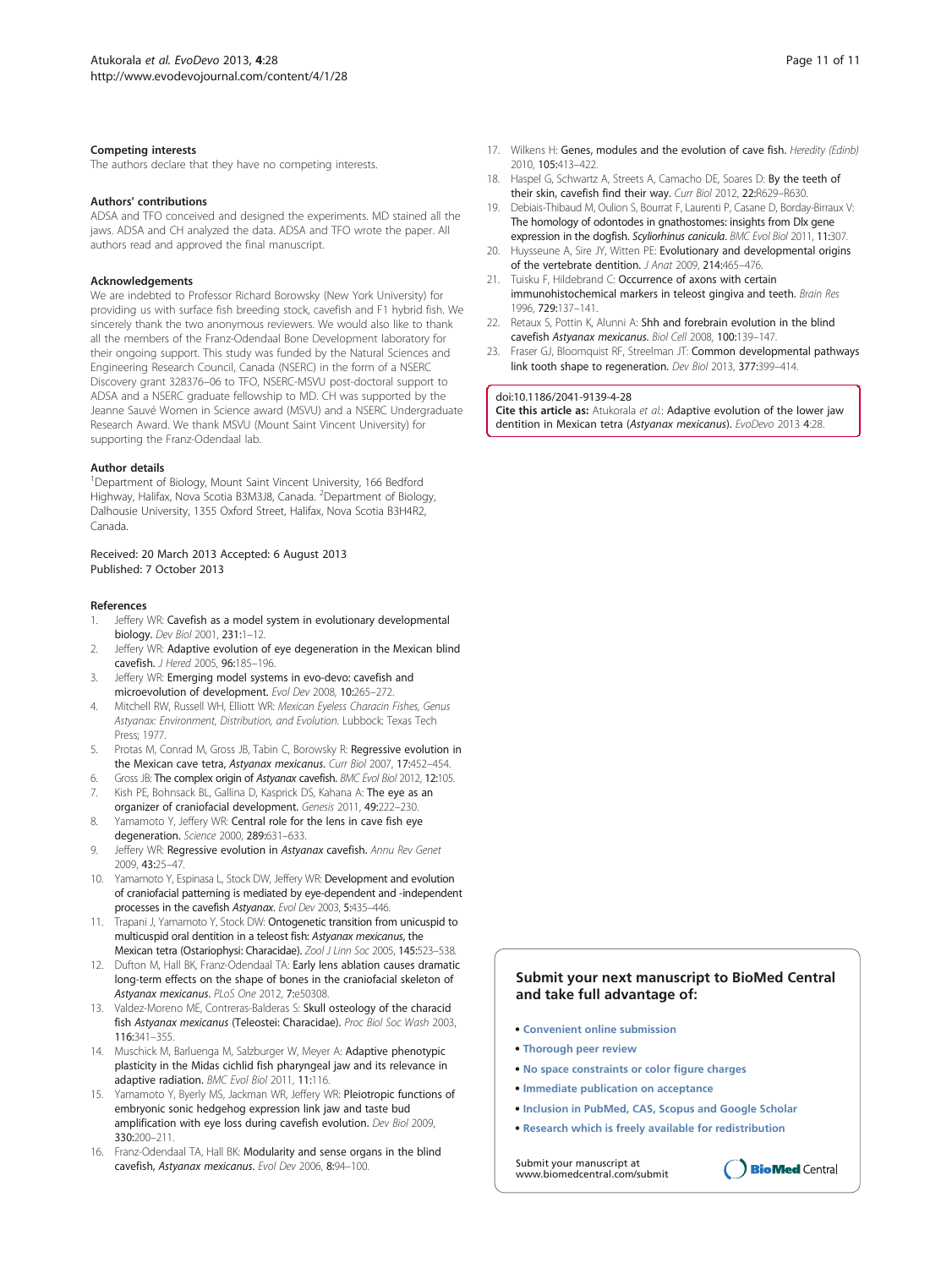### Competing interests

The authors declare that they have no competing interests.

### Authors' contributions

ADSA and TFO conceived and designed the experiments. MD stained all the jaws. ADSA and CH analyzed the data. ADSA and TFO wrote the paper. All authors read and approved the final manuscript.

### Acknowledgements

We are indebted to Professor Richard Borowsky (New York University) for providing us with surface fish breeding stock, cavefish and F1 hybrid fish. We sincerely thank the two anonymous reviewers. We would also like to thank all the members of the Franz-Odendaal Bone Development laboratory for their ongoing support. This study was funded by the Natural Sciences and Engineering Research Council, Canada (NSERC) in the form of a NSERC Discovery grant 328376–06 to TFO, NSERC-MSVU post-doctoral support to ADSA and a NSERC graduate fellowship to MD. CH was supported by the Jeanne Sauvé Women in Science award (MSVU) and a NSERC Undergraduate Research Award. We thank MSVU (Mount Saint Vincent University) for supporting the Franz-Odendaal lab.

### Author details

[1]Department of Biology, Mount Saint Vincent University, 166 Bedford Highway, Halifax, Nova Scotia B3M3J8, Canada. [2]Department of Biology, Dalhousie University, 1355 Oxford Street, Halifax, Nova Scotia B3H4R2, Canada.

Received: 20 March 2013 Accepted: 6 August 2013
Published: 7 October 2013

### References

1. Jeffery WR: Cavefish as a model system in evolutionary developmental biology. *Dev Biol* 2001, **231**:1–12.
2. Jeffery WR: Adaptive evolution of eye degeneration in the Mexican blind cavefish. *J Hered* 2005, **96**:185–196.
3. Jeffery WR: Emerging model systems in evo-devo: cavefish and microevolution of development. *Evol Dev* 2008, **10**:265–272.
4. Mitchell RW, Russell WH, Elliott WR: *Mexican Eyeless Characin Fishes, Genus Astyanax: Environment, Distribution, and Evolution.* Lubbock: Texas Tech Press; 1977.
5. Protas M, Conrad M, Gross JB, Tabin C, Borowsky R: Regressive evolution in the Mexican cave tetra, *Astyanax mexicanus*. *Curr Biol* 2007, **17**:452–454.
6. Gross JB: The complex origin of *Astyanax* cavefish. *BMC Evol Biol* 2012, **12**:105.
7. Kish PE, Bohnsack BL, Gallina D, Kasprick DS, Kahana A: The eye as an organizer of craniofacial development. *Genesis* 2011, **49**:222–230.
8. Yamamoto Y, Jeffery WR: Central role for the lens in cave fish eye degeneration. *Science* 2000, **289**:631–633.
9. Jeffery WR: Regressive evolution in *Astyanax* cavefish. *Annu Rev Genet* 2009, **43**:25–47.
10. Yamamoto Y, Espinasa L, Stock DW, Jeffery WR: Development and evolution of craniofacial patterning is mediated by eye-dependent and -independent processes in the cavefish *Astyanax*. *Evol Dev* 2003, **5**:435–446.
11. Trapani J, Yamamoto Y, Stock DW: Ontogenetic transition from unicuspid to multicuspid oral dentition in a teleost fish: *Astyanax mexicanus*, the Mexican tetra (Ostariophysi: Characidae). *Zool J Linn Soc* 2005, **145**:523–538.
12. Dufton M, Hall BK, Franz-Odendaal TA: Early lens ablation causes dramatic long-term effects on the shape of bones in the craniofacial skeleton of *Astyanax mexicanus*. *PLoS One* 2012, **7**:e50308.
13. Valdez-Moreno ME, Contreras-Balderas S: Skull osteology of the characid fish *Astyanax mexicanus* (Teleostei: Characidae). *Proc Biol Soc Wash* 2003, **116**:341–355.
14. Muschick M, Barluenga M, Salzburger W, Meyer A: Adaptive phenotypic plasticity in the Midas cichlid fish pharyngeal jaw and its relevance in adaptive radiation. *BMC Evol Biol* 2011, **11**:116.
15. Yamamoto Y, Byerly MS, Jackman WR, Jeffery WR: Pleiotropic functions of embryonic sonic hedgehog expression link jaw and taste bud amplification with eye loss during cavefish evolution. *Dev Biol* 2009, **330**:200–211.
16. Franz-Odendaal TA, Hall BK: Modularity and sense organs in the blind cavefish, *Astyanax mexicanus*. *Evol Dev* 2006, **8**:94–100.
17. Wilkens H: Genes, modules and the evolution of cave fish. *Heredity (Edinb)* 2010, **105**:413–422.
18. Haspel G, Schwartz A, Streets A, Camacho DE, Soares D: By the teeth of their skin, cavefish find their way. *Curr Biol* 2012, **22**:R629–R630.
19. Debiais-Thibaud M, Oulion S, Bourrat F, Laurenti P, Casane D, Borday-Birraux V: The homology of odontodes in gnathostomes: insights from Dlx gene expression in the dogfish. *Scyliorhinus canicula*. *BMC Evol Biol* 2011, **11**:307.
20. Huysseune A, Sire JY, Witten PE: Evolutionary and developmental origins of the vertebrate dentition. *J Anat* 2009, **214**:465–476.
21. Tuisku F, Hildebrand C: Occurrence of axons with certain immunohistochemical markers in teleost gingiva and teeth. *Brain Res* 1996, **729**:137–141.
22. Retaux S, Pottin K, Alunni A: Shh and forebrain evolution in the blind cavefish *Astyanax mexicanus*. *Biol Cell* 2008, **100**:139–147.
23. Fraser GJ, Bloomquist RF, Streelman JT: Common developmental pathways link tooth shape to regeneration. *Dev Biol* 2013, **377**:399–414.

doi:10.1186/2041-9139-4-28
**Cite this article as:** Atukorala *et al.*: Adaptive evolution of the lower jaw dentition in Mexican tetra (*Astyanax mexicanus*). *EvoDevo* 2013 **4**:28.

**Submit your next manuscript to BioMed Central and take full advantage of:**

- Convenient online submission
- Thorough peer review
- No space constraints or color figure charges
- Immediate publication on acceptance
- Inclusion in PubMed, CAS, Scopus and Google Scholar
- Research which is freely available for redistribution

Submit your manuscript at
www.biomedcentral.com/submit

BioMed Central